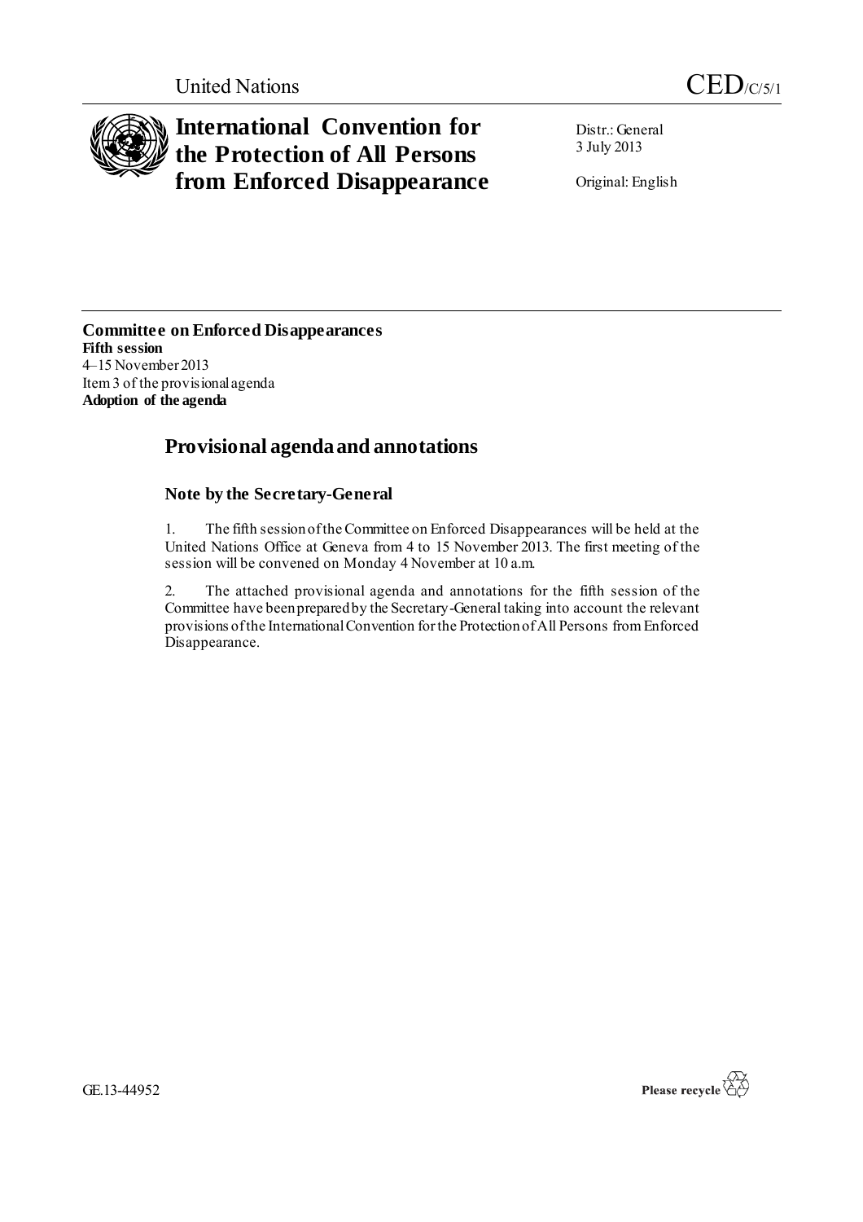United Nations CED/C/5/1

# International Convention for the Protection of All Persons from Enforced Disappearance

Distr.: General
3 July 2013

Original: English

**Committee on Enforced Disappearances**
**Fifth session**
4–15 November 2013
Item 3 of the provisional agenda
**Adoption of the agenda**

## Provisional agenda and annotations

### Note by the Secretary-General

1. The fifth session of the Committee on Enforced Disappearances will be held at the United Nations Office at Geneva from 4 to 15 November 2013. The first meeting of the session will be convened on Monday 4 November at 10 a.m.

2. The attached provisional agenda and annotations for the fifth session of the Committee have been prepared by the Secretary-General taking into account the relevant provisions of the International Convention for the Protection of All Persons from Enforced Disappearance.

GE.13-44952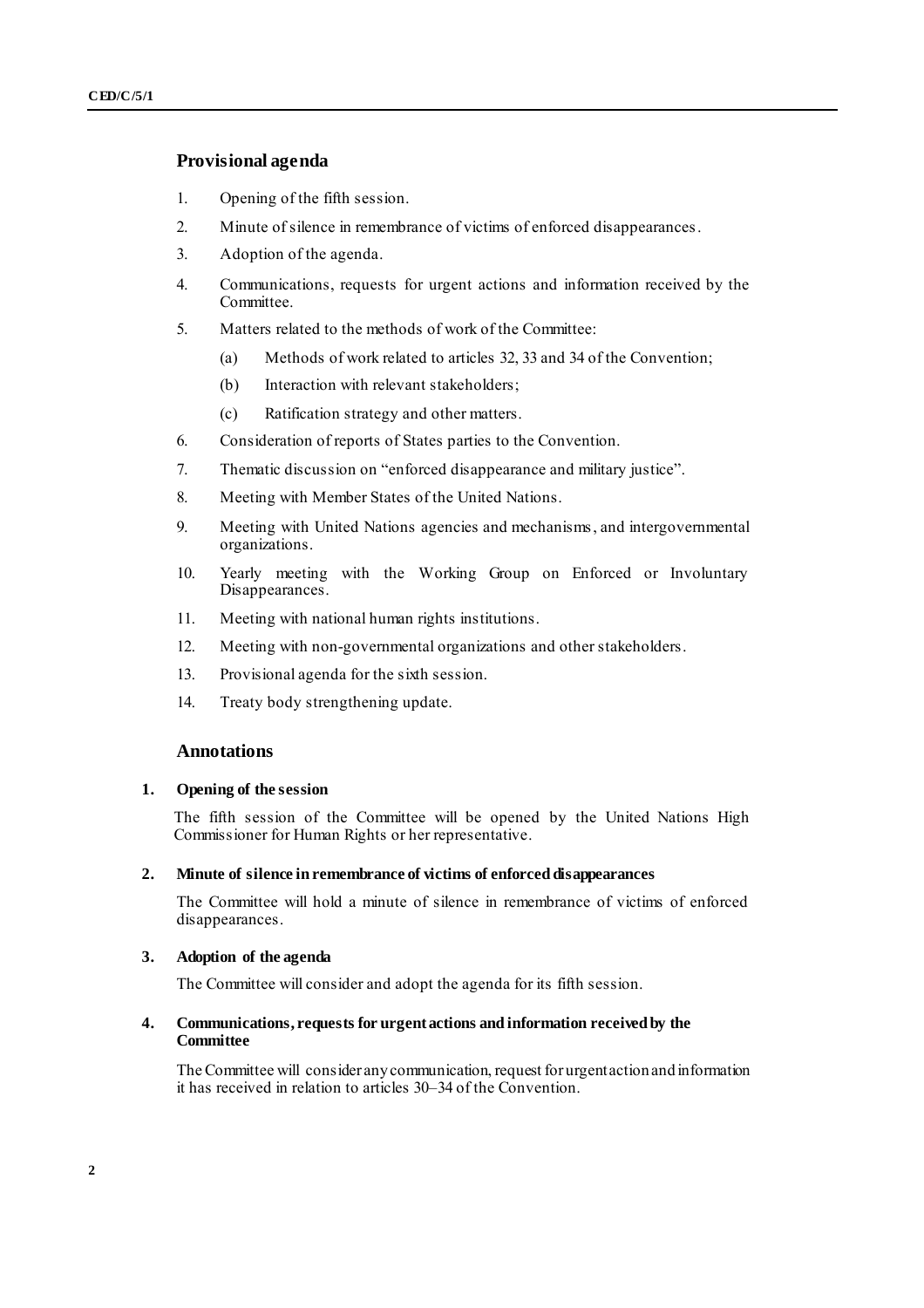## Provisional agenda

1. Opening of the fifth session.
2. Minute of silence in remembrance of victims of enforced disappearances.
3. Adoption of the agenda.
4. Communications, requests for urgent actions and information received by the Committee.
5. Matters related to the methods of work of the Committee:
   (a) Methods of work related to articles 32, 33 and 34 of the Convention;
   (b) Interaction with relevant stakeholders;
   (c) Ratification strategy and other matters.
6. Consideration of reports of States parties to the Convention.
7. Thematic discussion on "enforced disappearance and military justice".
8. Meeting with Member States of the United Nations.
9. Meeting with United Nations agencies and mechanisms, and intergovernmental organizations.
10. Yearly meeting with the Working Group on Enforced or Involuntary Disappearances.
11. Meeting with national human rights institutions.
12. Meeting with non-governmental organizations and other stakeholders.
13. Provisional agenda for the sixth session.
14. Treaty body strengthening update.

## Annotations

### 1. Opening of the session

The fifth session of the Committee will be opened by the United Nations High Commissioner for Human Rights or her representative.

### 2. Minute of silence in remembrance of victims of enforced disappearances

The Committee will hold a minute of silence in remembrance of victims of enforced disappearances.

### 3. Adoption of the agenda

The Committee will consider and adopt the agenda for its fifth session.

### 4. Communications, requests for urgent actions and information received by the Committee

The Committee will consider any communication, request for urgent action and information it has received in relation to articles 30–34 of the Convention.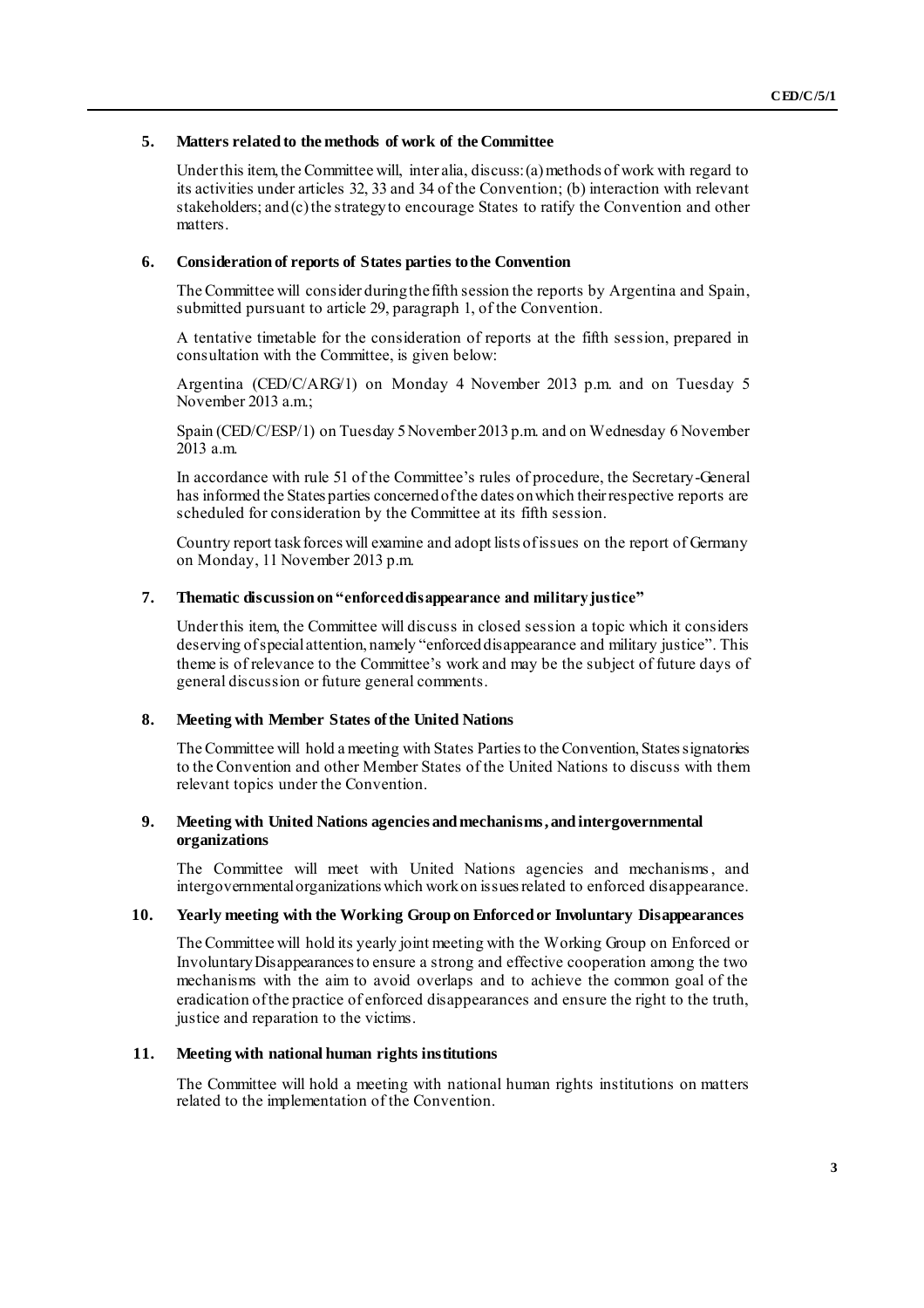## 5. Matters related to the methods of work of the Committee

Under this item, the Committee will, inter alia, discuss: (a) methods of work with regard to its activities under articles 32, 33 and 34 of the Convention; (b) interaction with relevant stakeholders; and (c) the strategy to encourage States to ratify the Convention and other matters.

## 6. Consideration of reports of States parties to the Convention

The Committee will consider during the fifth session the reports by Argentina and Spain, submitted pursuant to article 29, paragraph 1, of the Convention.

A tentative timetable for the consideration of reports at the fifth session, prepared in consultation with the Committee, is given below:

Argentina (CED/C/ARG/1) on Monday 4 November 2013 p.m. and on Tuesday 5 November 2013 a.m.;

Spain (CED/C/ESP/1) on Tuesday 5 November 2013 p.m. and on Wednesday 6 November 2013 a.m.

In accordance with rule 51 of the Committee's rules of procedure, the Secretary-General has informed the States parties concerned of the dates on which their respective reports are scheduled for consideration by the Committee at its fifth session.

Country report task forces will examine and adopt lists of issues on the report of Germany on Monday, 11 November 2013 p.m.

## 7. Thematic discussion on "enforced disappearance and military justice"

Under this item, the Committee will discuss in closed session a topic which it considers deserving of special attention, namely "enforced disappearance and military justice". This theme is of relevance to the Committee's work and may be the subject of future days of general discussion or future general comments.

## 8. Meeting with Member States of the United Nations

The Committee will hold a meeting with States Parties to the Convention, States signatories to the Convention and other Member States of the United Nations to discuss with them relevant topics under the Convention.

## 9. Meeting with United Nations agencies and mechanisms, and intergovernmental organizations

The Committee will meet with United Nations agencies and mechanisms, and intergovernmental organizations which work on issues related to enforced disappearance.

## 10. Yearly meeting with the Working Group on Enforced or Involuntary Disappearances

The Committee will hold its yearly joint meeting with the Working Group on Enforced or Involuntary Disappearances to ensure a strong and effective cooperation among the two mechanisms with the aim to avoid overlaps and to achieve the common goal of the eradication of the practice of enforced disappearances and ensure the right to the truth, justice and reparation to the victims.

## 11. Meeting with national human rights institutions

The Committee will hold a meeting with national human rights institutions on matters related to the implementation of the Convention.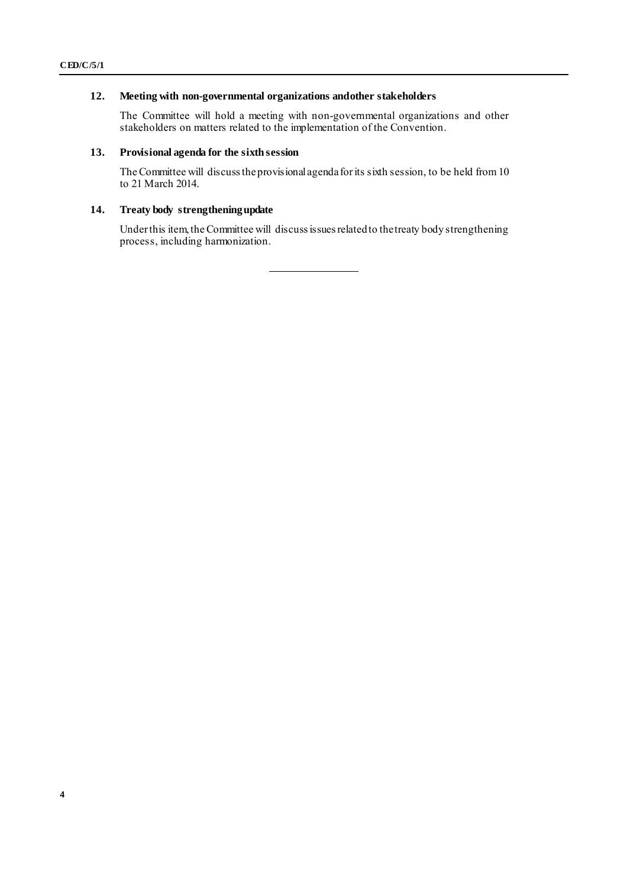### 12. Meeting with non-governmental organizations and other stakeholders

The Committee will hold a meeting with non-governmental organizations and other stakeholders on matters related to the implementation of the Convention.

### 13. Provisional agenda for the sixth session

The Committee will discuss the provisional agenda for its sixth session, to be held from 10 to 21 March 2014.

### 14. Treaty body strengthening update

Under this item, the Committee will discuss issues related to the treaty body strengthening process, including harmonization.